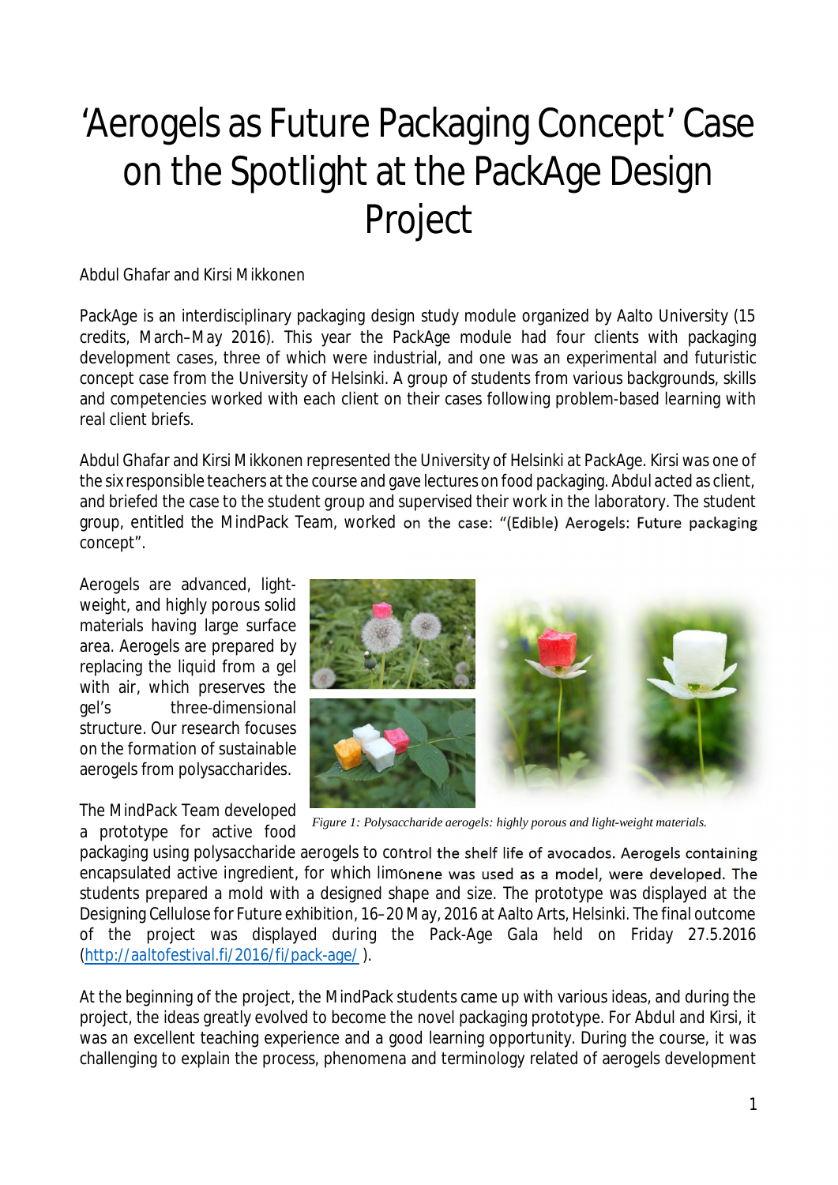# 'Aerogels as Future Packaging Concept' Case on the Spotlight at the PackAge Design Project

Abdul Ghafar and Kirsi Mikkonen

PackAge is an interdisciplinary packaging design study module organized by Aalto University (15 credits, March–May 2016). This year the PackAge module had four clients with packaging development cases, three of which were industrial, and one was an experimental and futuristic concept case from the University of Helsinki. A group of students from various backgrounds, skills and competencies worked with each client on their cases following problem-based learning with real client briefs.

Abdul Ghafar and Kirsi Mikkonen represented the University of Helsinki at PackAge. Kirsi was one of the six responsible teachers at the course and gave lectures on food packaging. Abdul acted as client, and briefed the case to the student group and supervised their work in the laboratory. The student group, entitled the MindPack Team, worked on the case: "(Edible) Aerogels: Future packaging concept".

Aerogels are advanced, light-weight, and highly porous solid materials having large surface area. Aerogels are prepared by replacing the liquid from a gel with air, which preserves the gel's three-dimensional structure. Our research focuses on the formation of sustainable aerogels from polysaccharides.

*Figure 1: Polysaccharide aerogels: highly porous and light-weight materials.*

The MindPack Team developed a prototype for active food packaging using polysaccharide aerogels to control the shelf life of avocados. Aerogels containing encapsulated active ingredient, for which limonene was used as a model, were developed. The students prepared a mold with a designed shape and size. The prototype was displayed at the Designing Cellulose for Future exhibition, 16–20 May, 2016 at Aalto Arts, Helsinki. The final outcome of the project was displayed during the Pack-Age Gala held on Friday 27.5.2016 (http://aaltofestival.fi/2016/fi/pack-age/ ).

At the beginning of the project, the MindPack students came up with various ideas, and during the project, the ideas greatly evolved to become the novel packaging prototype. For Abdul and Kirsi, it was an excellent teaching experience and a good learning opportunity. During the course, it was challenging to explain the process, phenomena and terminology related of aerogels development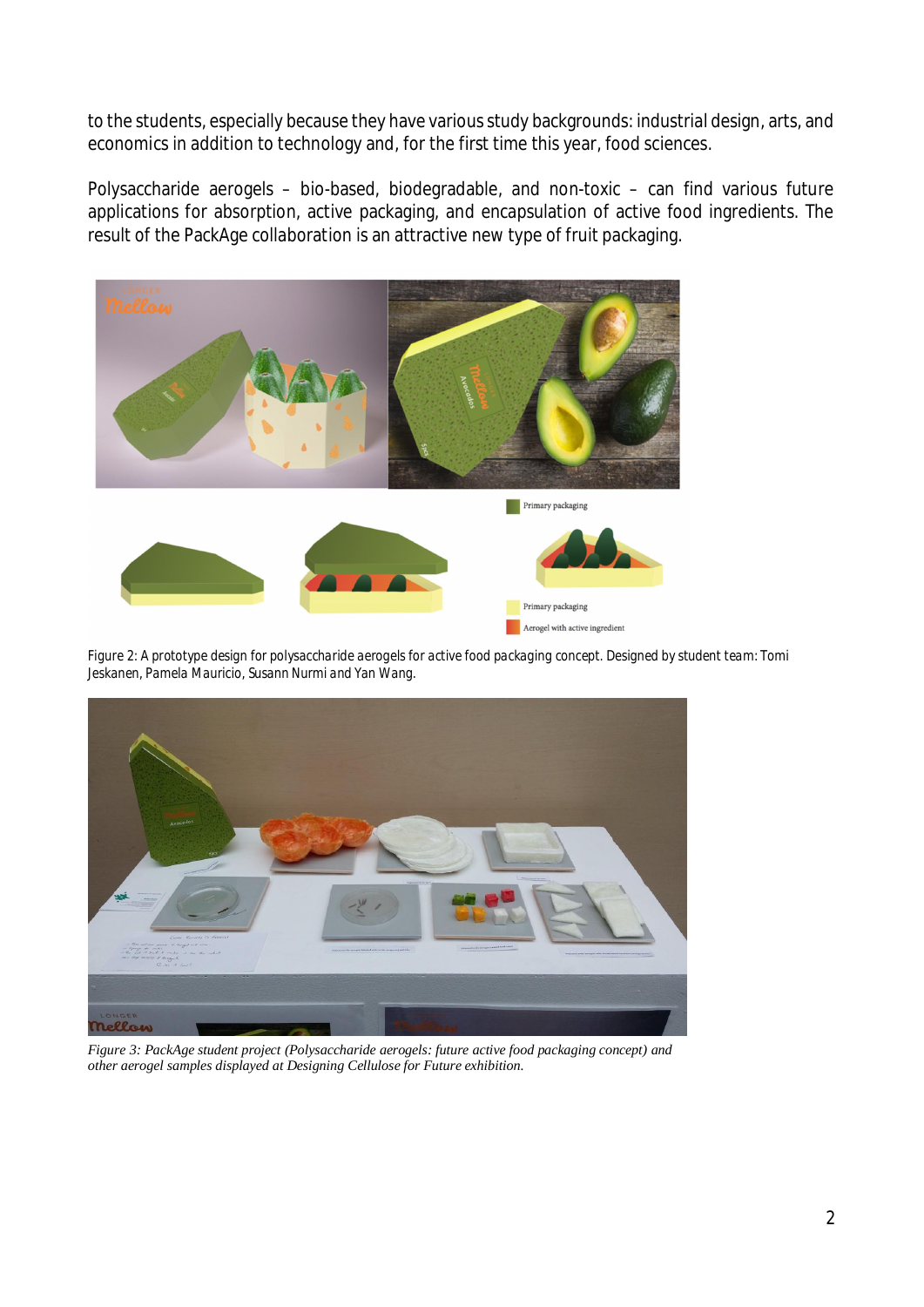to the students, especially because they have various study backgrounds: industrial design, arts, and economics in addition to technology and, for the first time this year, food sciences.

Polysaccharide aerogels – bio-based, biodegradable, and non-toxic – can find various future applications for absorption, active packaging, and encapsulation of active food ingredients. The result of the PackAge collaboration is an attractive new type of fruit packaging.

Figure 2: A prototype design for polysaccharide aerogels for active food packaging concept. Designed by student team: Tomi Jeskanen, Pamela Mauricio, Susann Nurmi and Yan Wang.

*Figure 3: PackAge student project (Polysaccharide aerogels: future active food packaging concept) and other aerogel samples displayed at Designing Cellulose for Future exhibition.*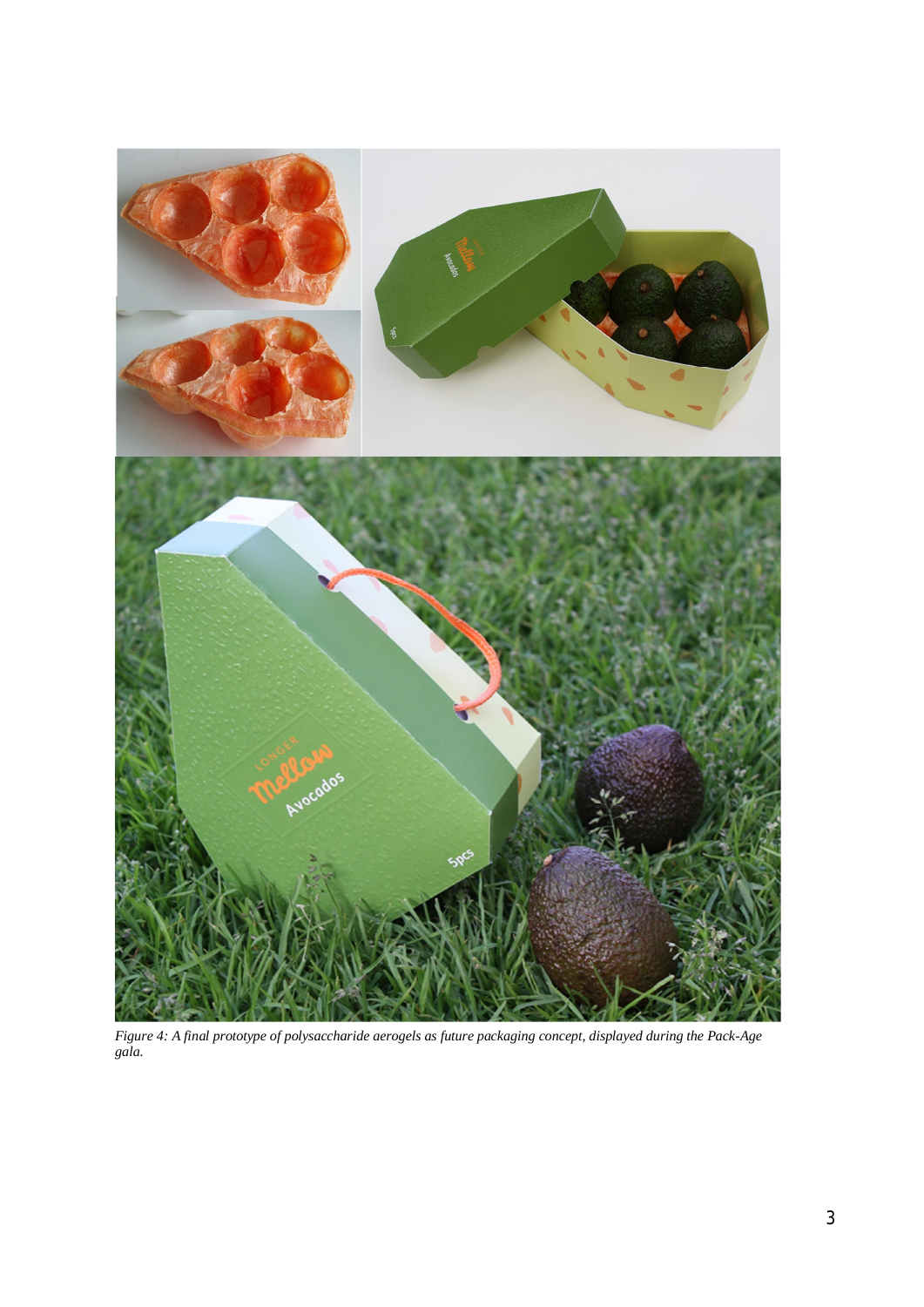*Figure 4: A final prototype of polysaccharide aerogels as future packaging concept, displayed during the Pack-Age gala.*